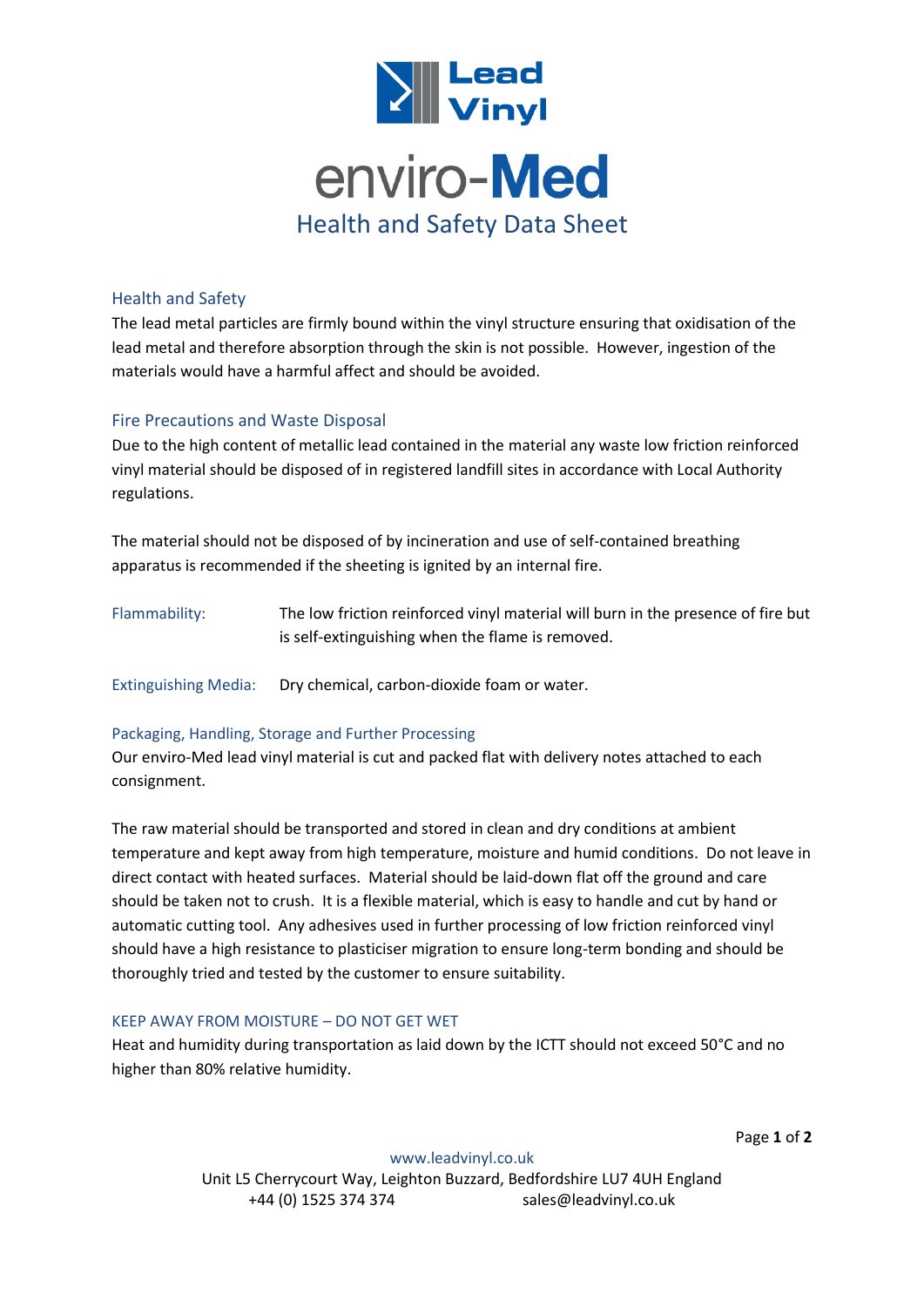# Lead Vinyl

# enviro-Med

## Health and Safety Data Sheet

### Health and Safety

The lead metal particles are firmly bound within the vinyl structure ensuring that oxidisation of the lead metal and therefore absorption through the skin is not possible. However, ingestion of the materials would have a harmful affect and should be avoided.

### Fire Precautions and Waste Disposal

Due to the high content of metallic lead contained in the material any waste low friction reinforced vinyl material should be disposed of in registered landfill sites in accordance with Local Authority regulations.

The material should not be disposed of by incineration and use of self-contained breathing apparatus is recommended if the sheeting is ignited by an internal fire.

**Flammability:** The low friction reinforced vinyl material will burn in the presence of fire but is self-extinguishing when the flame is removed.

**Extinguishing Media:** Dry chemical, carbon-dioxide foam or water.

### Packaging, Handling, Storage and Further Processing

Our enviro-Med lead vinyl material is cut and packed flat with delivery notes attached to each consignment.

The raw material should be transported and stored in clean and dry conditions at ambient temperature and kept away from high temperature, moisture and humid conditions. Do not leave in direct contact with heated surfaces. Material should be laid-down flat off the ground and care should be taken not to crush. It is a flexible material, which is easy to handle and cut by hand or automatic cutting tool. Any adhesives used in further processing of low friction reinforced vinyl should have a high resistance to plasticiser migration to ensure long-term bonding and should be thoroughly tried and tested by the customer to ensure suitability.

### KEEP AWAY FROM MOISTURE – DO NOT GET WET

Heat and humidity during transportation as laid down by the ICTT should not exceed 50°C and no higher than 80% relative humidity.

www.leadvinyl.co.uk
Unit L5 Cherrycourt Way, Leighton Buzzard, Bedfordshire LU7 4UH England
+44 (0) 1525 374 374 sales@leadvinyl.co.uk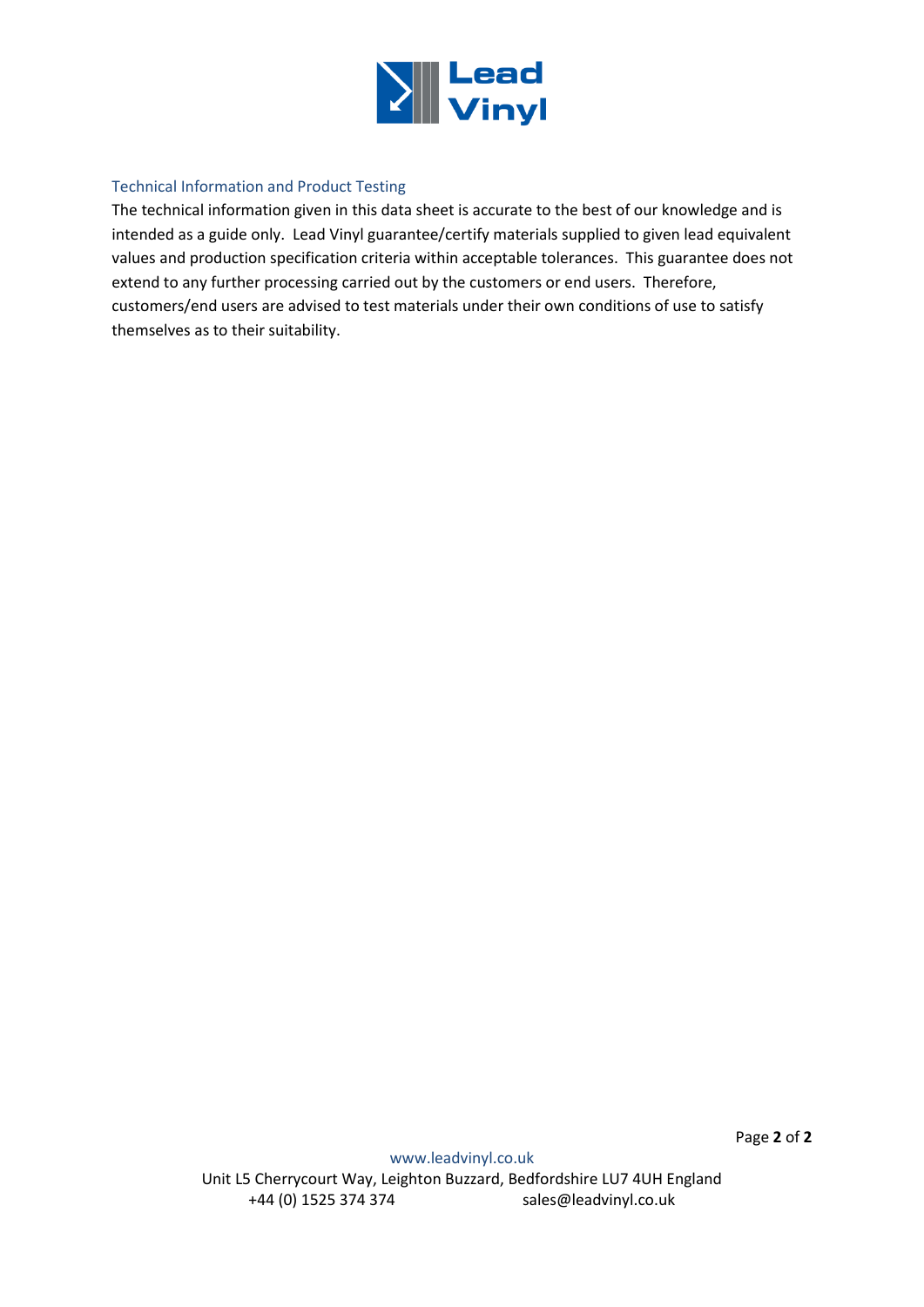## Technical Information and Product Testing

The technical information given in this data sheet is accurate to the best of our knowledge and is intended as a guide only. Lead Vinyl guarantee/certify materials supplied to given lead equivalent values and production specification criteria within acceptable tolerances. This guarantee does not extend to any further processing carried out by the customers or end users. Therefore, customers/end users are advised to test materials under their own conditions of use to satisfy themselves as to their suitability.